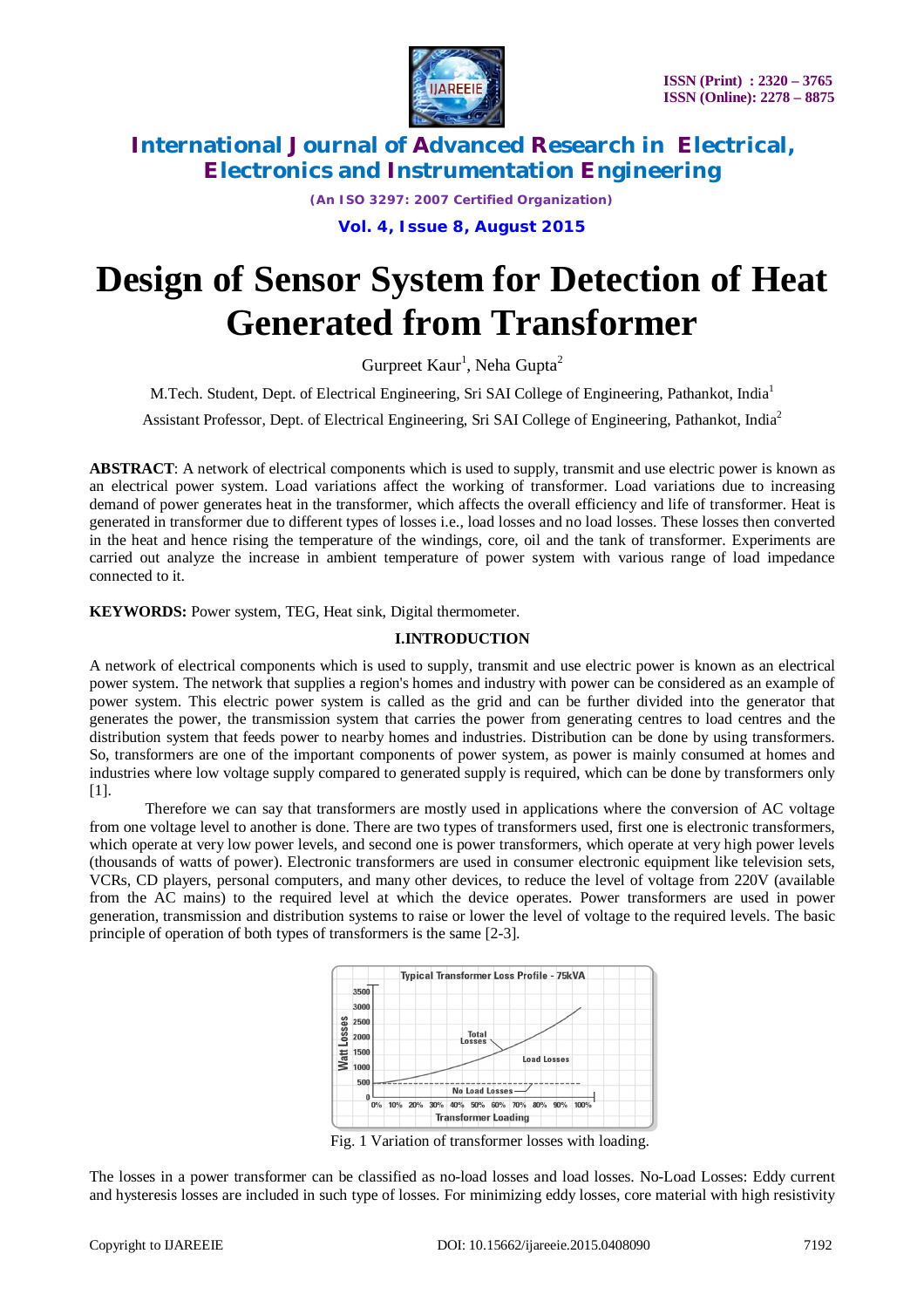# Design of Sensor System for Detection of Heat Generated from Transformer

Gurpreet Kaur[1], Neha Gupta[2]

M.Tech. Student, Dept. of Electrical Engineering, Sri SAI College of Engineering, Pathankot, India[1]

Assistant Professor, Dept. of Electrical Engineering, Sri SAI College of Engineering, Pathankot, India[2]

**ABSTRACT**: A network of electrical components which is used to supply, transmit and use electric power is known as an electrical power system. Load variations affect the working of transformer. Load variations due to increasing demand of power generates heat in the transformer, which affects the overall efficiency and life of transformer. Heat is generated in transformer due to different types of losses i.e., load losses and no load losses. These losses then converted in the heat and hence rising the temperature of the windings, core, oil and the tank of transformer. Experiments are carried out analyze the increase in ambient temperature of power system with various range of load impedance connected to it.

**KEYWORDS:** Power system, TEG, Heat sink, Digital thermometer.

## I.INTRODUCTION

A network of electrical components which is used to supply, transmit and use electric power is known as an electrical power system. The network that supplies a region's homes and industry with power can be considered as an example of power system. This electric power system is called as the grid and can be further divided into the generator that generates the power, the transmission system that carries the power from generating centres to load centres and the distribution system that feeds power to nearby homes and industries. Distribution can be done by using transformers. So, transformers are one of the important components of power system, as power is mainly consumed at homes and industries where low voltage supply compared to generated supply is required, which can be done by transformers only [1].

Therefore we can say that transformers are mostly used in applications where the conversion of AC voltage from one voltage level to another is done. There are two types of transformers used, first one is electronic transformers, which operate at very low power levels, and second one is power transformers, which operate at very high power levels (thousands of watts of power). Electronic transformers are used in consumer electronic equipment like television sets, VCRs, CD players, personal computers, and many other devices, to reduce the level of voltage from 220V (available from the AC mains) to the required level at which the device operates. Power transformers are used in power generation, transmission and distribution systems to raise or lower the level of voltage to the required levels. The basic principle of operation of both types of transformers is the same [2-3].

Fig. 1 Variation of transformer losses with loading.

The losses in a power transformer can be classified as no-load losses and load losses. No-Load Losses: Eddy current and hysteresis losses are included in such type of losses. For minimizing eddy losses, core material with high resistivity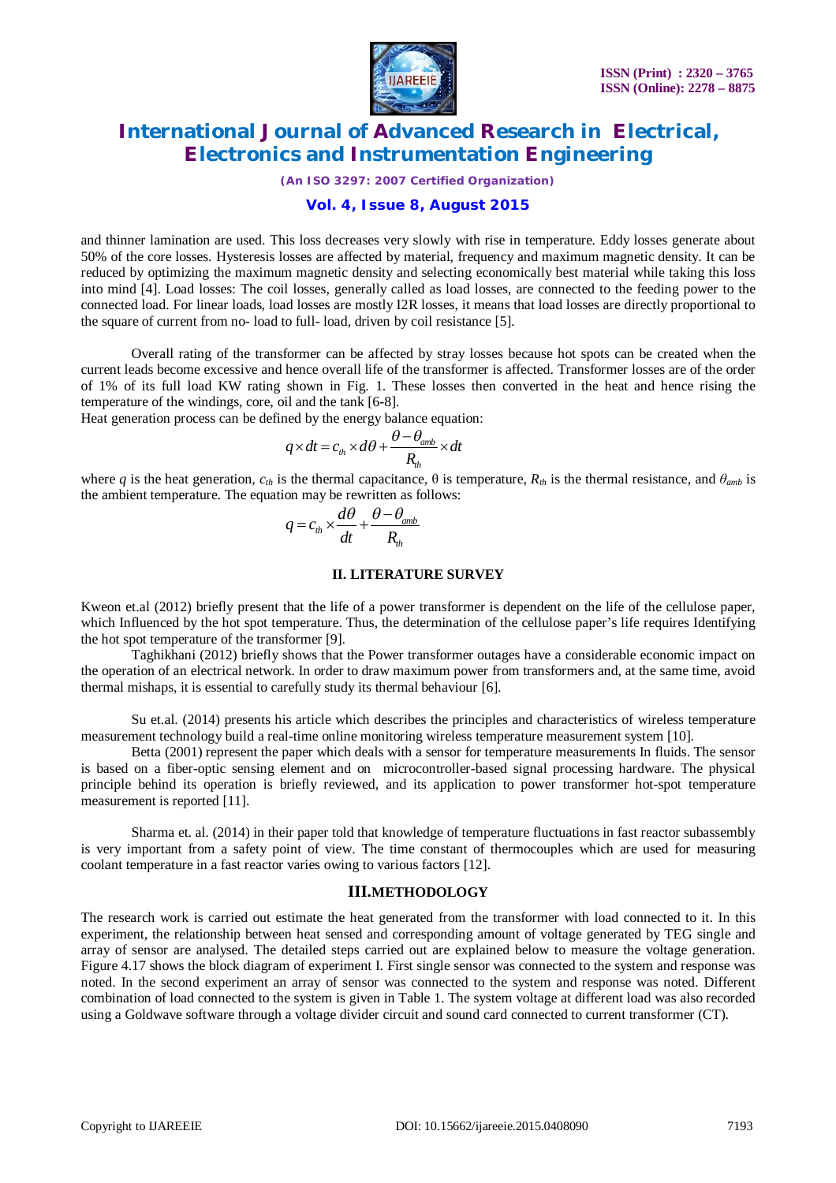and thinner lamination are used. This loss decreases very slowly with rise in temperature. Eddy losses generate about 50% of the core losses. Hysteresis losses are affected by material, frequency and maximum magnetic density. It can be reduced by optimizing the maximum magnetic density and selecting economically best material while taking this loss into mind [4]. Load losses: The coil losses, generally called as load losses, are connected to the feeding power to the connected load. For linear loads, load losses are mostly I2R losses, it means that load losses are directly proportional to the square of current from no- load to full- load, driven by coil resistance [5].

Overall rating of the transformer can be affected by stray losses because hot spots can be created when the current leads become excessive and hence overall life of the transformer is affected. Transformer losses are of the order of 1% of its full load KW rating shown in Fig. 1. These losses then converted in the heat and hence rising the temperature of the windings, core, oil and the tank [6-8].

Heat generation process can be defined by the energy balance equation:

$$q \times dt = c_{th} \times d\theta + \frac{\theta - \theta_{amb}}{R_{th}} \times dt$$

where $q$ is the heat generation, $c_{th}$ is the thermal capacitance, $\theta$ is temperature, $R_{th}$ is the thermal resistance, and $\theta_{amb}$ is the ambient temperature. The equation may be rewritten as follows:

$$q = c_{th} \times \frac{d\theta}{dt} + \frac{\theta - \theta_{amb}}{R_{th}}$$

## II. LITERATURE SURVEY

Kweon et.al (2012) briefly present that the life of a power transformer is dependent on the life of the cellulose paper, which Influenced by the hot spot temperature. Thus, the determination of the cellulose paper's life requires Identifying the hot spot temperature of the transformer [9].

Taghikhani (2012) briefly shows that the Power transformer outages have a considerable economic impact on the operation of an electrical network. In order to draw maximum power from transformers and, at the same time, avoid thermal mishaps, it is essential to carefully study its thermal behaviour [6].

Su et.al. (2014) presents his article which describes the principles and characteristics of wireless temperature measurement technology build a real-time online monitoring wireless temperature measurement system [10].

Betta (2001) represent the paper which deals with a sensor for temperature measurements In fluids. The sensor is based on a fiber-optic sensing element and on microcontroller-based signal processing hardware. The physical principle behind its operation is briefly reviewed, and its application to power transformer hot-spot temperature measurement is reported [11].

Sharma et. al. (2014) in their paper told that knowledge of temperature fluctuations in fast reactor subassembly is very important from a safety point of view. The time constant of thermocouples which are used for measuring coolant temperature in a fast reactor varies owing to various factors [12].

## III.METHODOLOGY

The research work is carried out estimate the heat generated from the transformer with load connected to it. In this experiment, the relationship between heat sensed and corresponding amount of voltage generated by TEG single and array of sensor are analysed. The detailed steps carried out are explained below to measure the voltage generation. Figure 4.17 shows the block diagram of experiment I. First single sensor was connected to the system and response was noted. In the second experiment an array of sensor was connected to the system and response was noted. Different combination of load connected to the system is given in Table 1. The system voltage at different load was also recorded using a Goldwave software through a voltage divider circuit and sound card connected to current transformer (CT).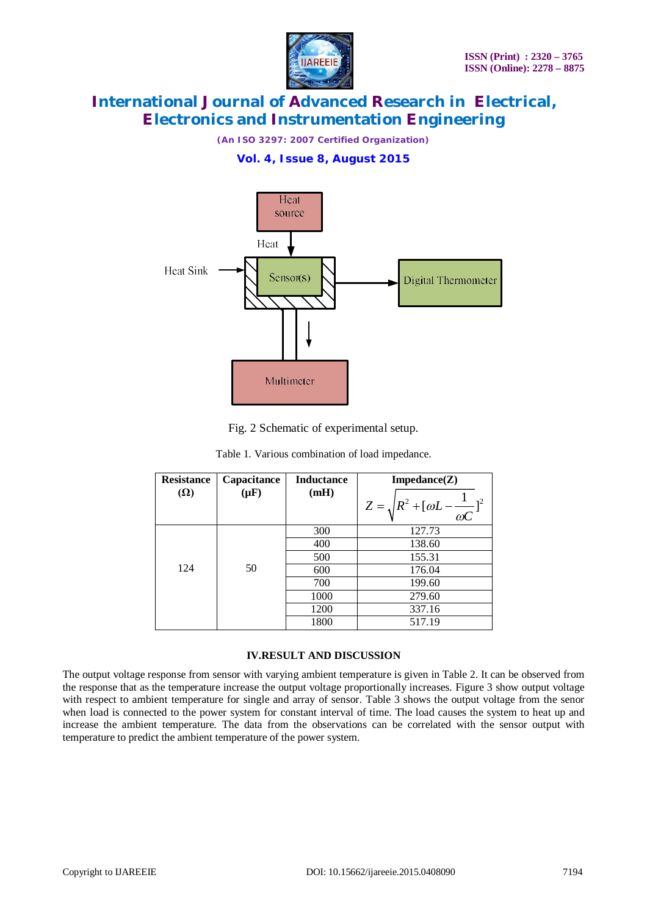Fig. 2 Schematic of experimental setup.

Table 1. Various combination of load impedance.

| Resistance (Ω) | Capacitance (μF) | Inductance (mH) | Impedance(Z) $Z = \sqrt{R^2 + [\omega L - \frac{1}{\omega C}]^2}$ |
|---|---|---|---|
| 124 | 50 | 300 | 127.73 |
| | | 400 | 138.60 |
| | | 500 | 155.31 |
| | | 600 | 176.04 |
| | | 700 | 199.60 |
| | | 1000 | 279.60 |
| | | 1200 | 337.16 |
| | | 1800 | 517.19 |

## IV.RESULT AND DISCUSSION

The output voltage response from sensor with varying ambient temperature is given in Table 2. It can be observed from the response that as the temperature increase the output voltage proportionally increases. Figure 3 show output voltage with respect to ambient temperature for single and array of sensor. Table 3 shows the output voltage from the senor when load is connected to the power system for constant interval of time. The load causes the system to heat up and increase the ambient temperature. The data from the observations can be correlated with the sensor output with temperature to predict the ambient temperature of the power system.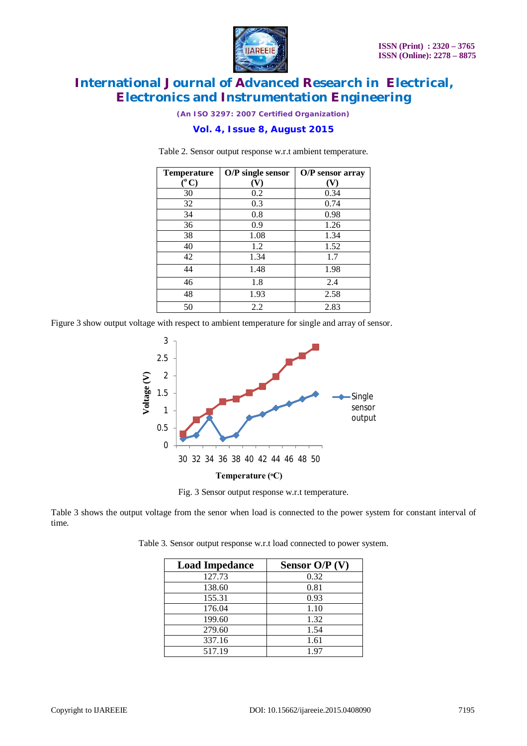Table 2. Sensor output response w.r.t ambient temperature.

| Temperature ($^oC$) | O/P single sensor (V) | O/P sensor array (V) |
|---|---|---|
| 30 | 0.2 | 0.34 |
| 32 | 0.3 | 0.74 |
| 34 | 0.8 | 0.98 |
| 36 | 0.9 | 1.26 |
| 38 | 1.08 | 1.34 |
| 40 | 1.2 | 1.52 |
| 42 | 1.34 | 1.7 |
| 44 | 1.48 | 1.98 |
| 46 | 1.8 | 2.4 |
| 48 | 1.93 | 2.58 |
| 50 | 2.2 | 2.83 |

Figure 3 show output voltage with respect to ambient temperature for single and array of sensor.

Fig. 3 Sensor output response w.r.t temperature.

Table 3 shows the output voltage from the senor when load is connected to the power system for constant interval of time.

Table 3. Sensor output response w.r.t load connected to power system.

| Load Impedance | Sensor O/P (V) |
|---|---|
| 127.73 | 0.32 |
| 138.60 | 0.81 |
| 155.31 | 0.93 |
| 176.04 | 1.10 |
| 199.60 | 1.32 |
| 279.60 | 1.54 |
| 337.16 | 1.61 |
| 517.19 | 1.97 |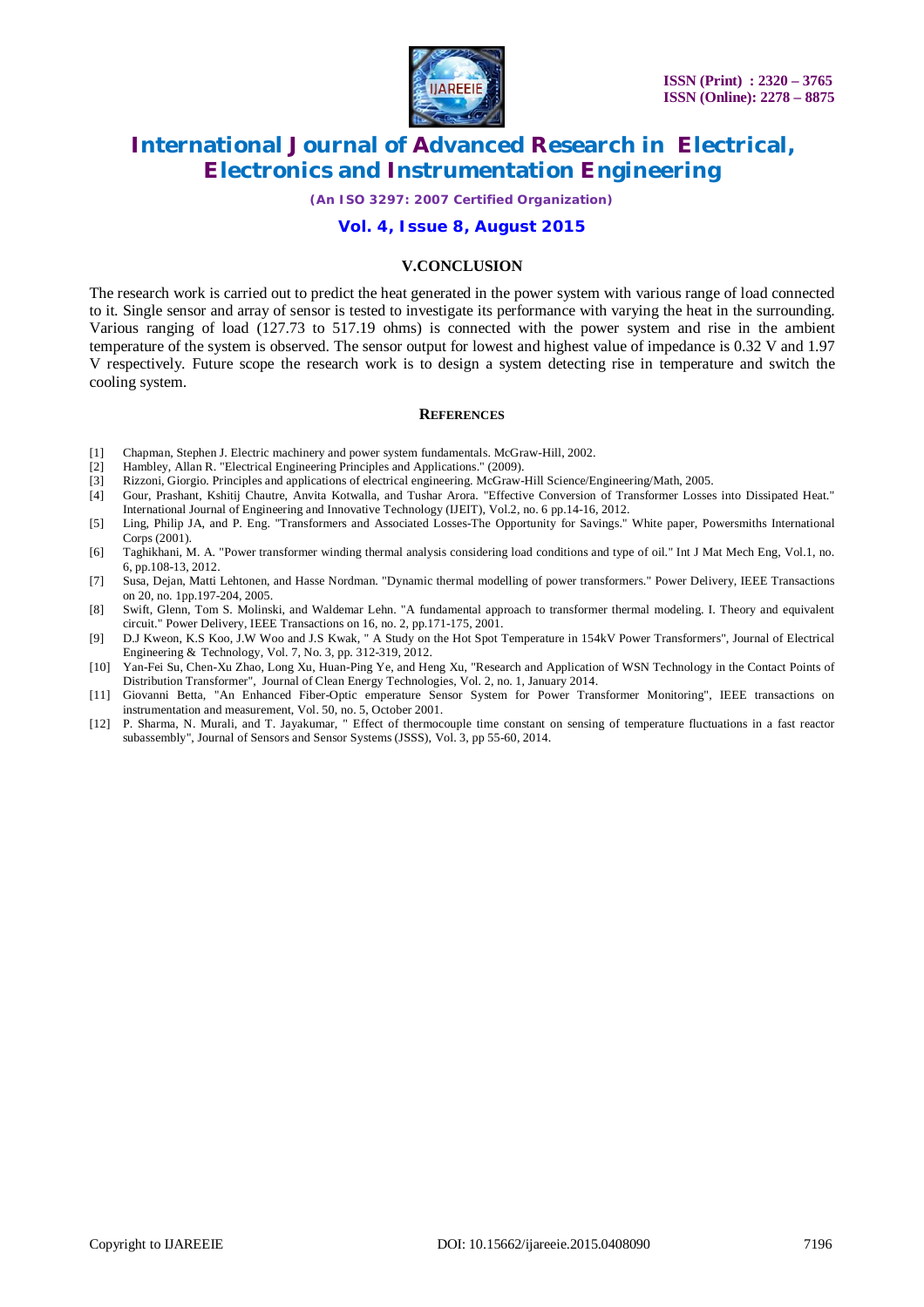## V.CONCLUSION

The research work is carried out to predict the heat generated in the power system with various range of load connected to it. Single sensor and array of sensor is tested to investigate its performance with varying the heat in the surrounding. Various ranging of load (127.73 to 517.19 ohms) is connected with the power system and rise in the ambient temperature of the system is observed. The sensor output for lowest and highest value of impedance is 0.32 V and 1.97 V respectively. Future scope the research work is to design a system detecting rise in temperature and switch the cooling system.

## REFERENCES

[1] Chapman, Stephen J. Electric machinery and power system fundamentals. McGraw-Hill, 2002.

[2] Hambley, Allan R. "Electrical Engineering Principles and Applications." (2009).

[3] Rizzoni, Giorgio. Principles and applications of electrical engineering. McGraw-Hill Science/Engineering/Math, 2005.

[4] Gour, Prashant, Kshitij Chautre, Anvita Kotwalla, and Tushar Arora. "Effective Conversion of Transformer Losses into Dissipated Heat." International Journal of Engineering and Innovative Technology (IJEIT), Vol.2, no. 6 pp.14-16, 2012.

[5] Ling, Philip JA, and P. Eng. "Transformers and Associated Losses-The Opportunity for Savings." White paper, Powersmiths International Corps (2001).

[6] Taghikhani, M. A. "Power transformer winding thermal analysis considering load conditions and type of oil." Int J Mat Mech Eng, Vol.1, no. 6, pp.108-13, 2012.

[7] Susa, Dejan, Matti Lehtonen, and Hasse Nordman. "Dynamic thermal modelling of power transformers." Power Delivery, IEEE Transactions on 20, no. 1pp.197-204, 2005.

[8] Swift, Glenn, Tom S. Molinski, and Waldemar Lehn. "A fundamental approach to transformer thermal modeling. I. Theory and equivalent circuit." Power Delivery, IEEE Transactions on 16, no. 2, pp.171-175, 2001.

[9] D.J Kweon, K.S Koo, J.W Woo and J.S Kwak, " A Study on the Hot Spot Temperature in 154kV Power Transformers", Journal of Electrical Engineering & Technology, Vol. 7, No. 3, pp. 312-319, 2012.

[10] Yan-Fei Su, Chen-Xu Zhao, Long Xu, Huan-Ping Ye, and Heng Xu, "Research and Application of WSN Technology in the Contact Points of Distribution Transformer", Journal of Clean Energy Technologies, Vol. 2, no. 1, January 2014.

[11] Giovanni Betta, "An Enhanced Fiber-Optic emperature Sensor System for Power Transformer Monitoring", IEEE transactions on instrumentation and measurement, Vol. 50, no. 5, October 2001.

[12] P. Sharma, N. Murali, and T. Jayakumar, " Effect of thermocouple time constant on sensing of temperature fluctuations in a fast reactor subassembly", Journal of Sensors and Sensor Systems (JSSS), Vol. 3, pp 55-60, 2014.